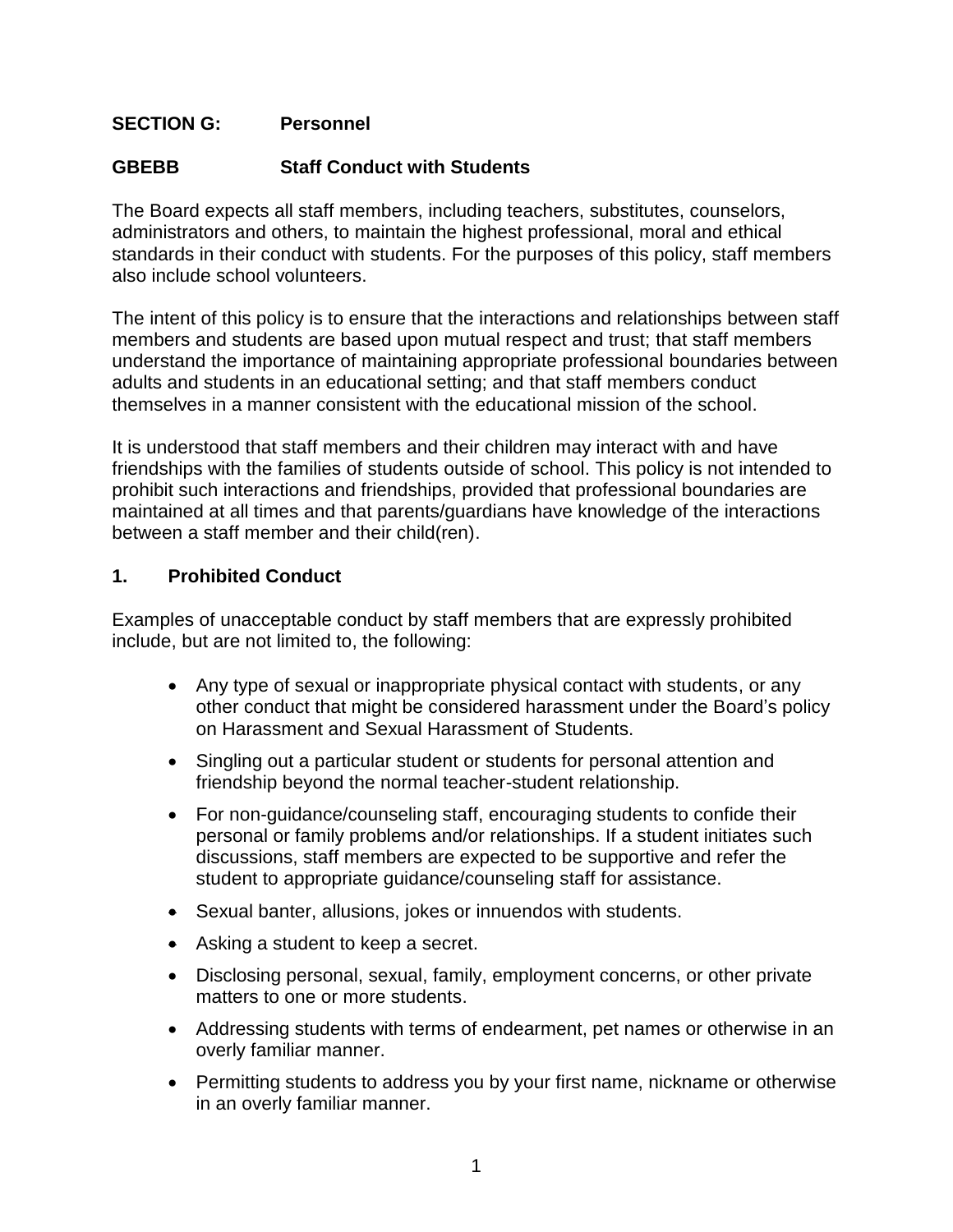## SECTION G: Personnel

## GBEBB Staff Conduct with Students

The Board expects all staff members, including teachers, substitutes, counselors, administrators and others, to maintain the highest professional, moral and ethical standards in their conduct with students. For the purposes of this policy, staff members also include school volunteers.

The intent of this policy is to ensure that the interactions and relationships between staff members and students are based upon mutual respect and trust; that staff members understand the importance of maintaining appropriate professional boundaries between adults and students in an educational setting; and that staff members conduct themselves in a manner consistent with the educational mission of the school.

It is understood that staff members and their children may interact with and have friendships with the families of students outside of school. This policy is not intended to prohibit such interactions and friendships, provided that professional boundaries are maintained at all times and that parents/guardians have knowledge of the interactions between a staff member and their child(ren).

### 1. Prohibited Conduct

Examples of unacceptable conduct by staff members that are expressly prohibited include, but are not limited to, the following:

- Any type of sexual or inappropriate physical contact with students, or any other conduct that might be considered harassment under the Board's policy on Harassment and Sexual Harassment of Students.
- Singling out a particular student or students for personal attention and friendship beyond the normal teacher-student relationship.
- For non-guidance/counseling staff, encouraging students to confide their personal or family problems and/or relationships. If a student initiates such discussions, staff members are expected to be supportive and refer the student to appropriate guidance/counseling staff for assistance.
- Sexual banter, allusions, jokes or innuendos with students.
- Asking a student to keep a secret.
- Disclosing personal, sexual, family, employment concerns, or other private matters to one or more students.
- Addressing students with terms of endearment, pet names or otherwise in an overly familiar manner.
- Permitting students to address you by your first name, nickname or otherwise in an overly familiar manner.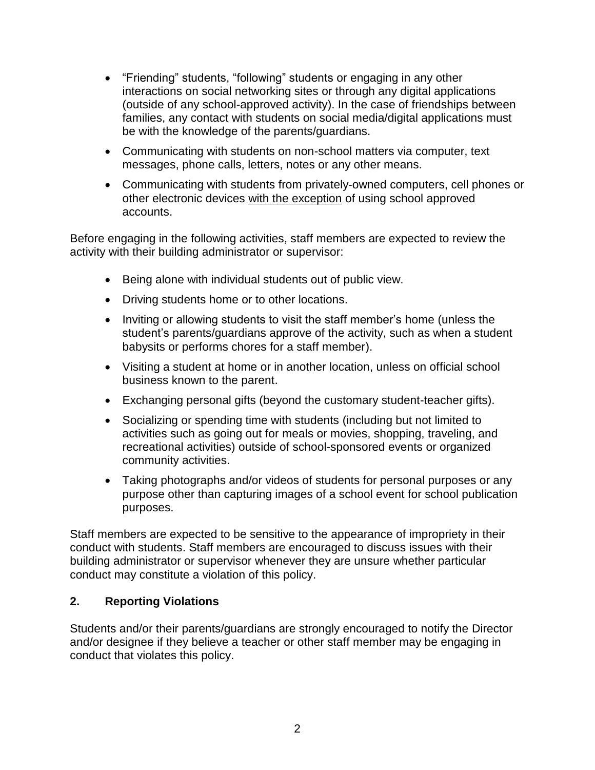- "Friending" students, "following" students or engaging in any other interactions on social networking sites or through any digital applications (outside of any school-approved activity). In the case of friendships between families, any contact with students on social media/digital applications must be with the knowledge of the parents/guardians.
- Communicating with students on non-school matters via computer, text messages, phone calls, letters, notes or any other means.
- Communicating with students from privately-owned computers, cell phones or other electronic devices <u>with the exception</u> of using school approved accounts.

Before engaging in the following activities, staff members are expected to review the activity with their building administrator or supervisor:

- Being alone with individual students out of public view.
- Driving students home or to other locations.
- Inviting or allowing students to visit the staff member's home (unless the student's parents/guardians approve of the activity, such as when a student babysits or performs chores for a staff member).
- Visiting a student at home or in another location, unless on official school business known to the parent.
- Exchanging personal gifts (beyond the customary student-teacher gifts).
- Socializing or spending time with students (including but not limited to activities such as going out for meals or movies, shopping, traveling, and recreational activities) outside of school-sponsored events or organized community activities.
- Taking photographs and/or videos of students for personal purposes or any purpose other than capturing images of a school event for school publication purposes.

Staff members are expected to be sensitive to the appearance of impropriety in their conduct with students. Staff members are encouraged to discuss issues with their building administrator or supervisor whenever they are unsure whether particular conduct may constitute a violation of this policy.

## 2. Reporting Violations

Students and/or their parents/guardians are strongly encouraged to notify the Director and/or designee if they believe a teacher or other staff member may be engaging in conduct that violates this policy.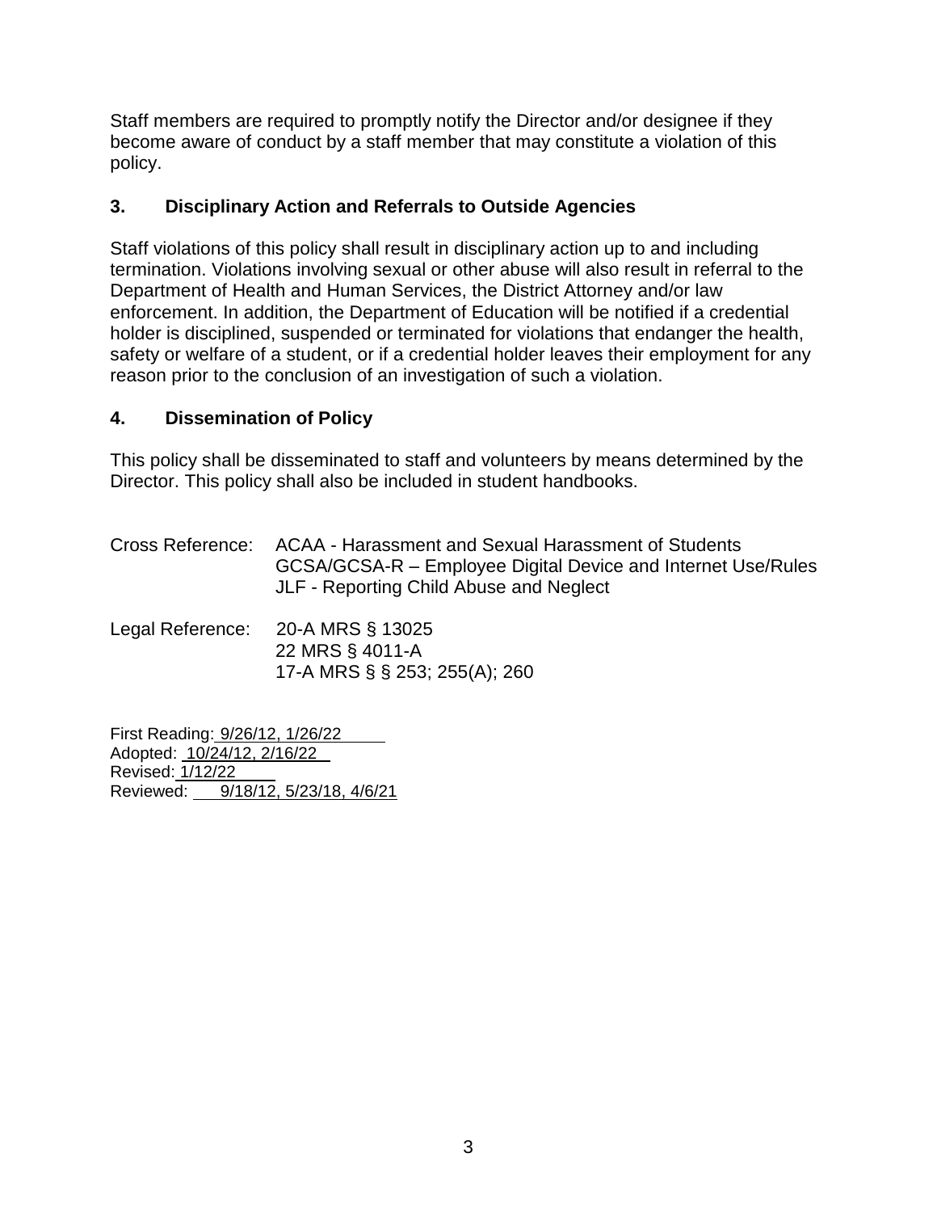Staff members are required to promptly notify the Director and/or designee if they become aware of conduct by a staff member that may constitute a violation of this policy.

## 3. Disciplinary Action and Referrals to Outside Agencies

Staff violations of this policy shall result in disciplinary action up to and including termination. Violations involving sexual or other abuse will also result in referral to the Department of Health and Human Services, the District Attorney and/or law enforcement. In addition, the Department of Education will be notified if a credential holder is disciplined, suspended or terminated for violations that endanger the health, safety or welfare of a student, or if a credential holder leaves their employment for any reason prior to the conclusion of an investigation of such a violation.

## 4. Dissemination of Policy

This policy shall be disseminated to staff and volunteers by means determined by the Director. This policy shall also be included in student handbooks.

Cross Reference: ACAA - Harassment and Sexual Harassment of Students
GCSA/GCSA-R – Employee Digital Device and Internet Use/Rules
JLF - Reporting Child Abuse and Neglect

Legal Reference: 20-A MRS § 13025
22 MRS § 4011-A
17-A MRS § § 253; 255(A); 260

First Reading: 9/26/12, 1/26/22
Adopted: 10/24/12, 2/16/22
Revised: 1/12/22
Reviewed: 9/18/12, 5/23/18, 4/6/21